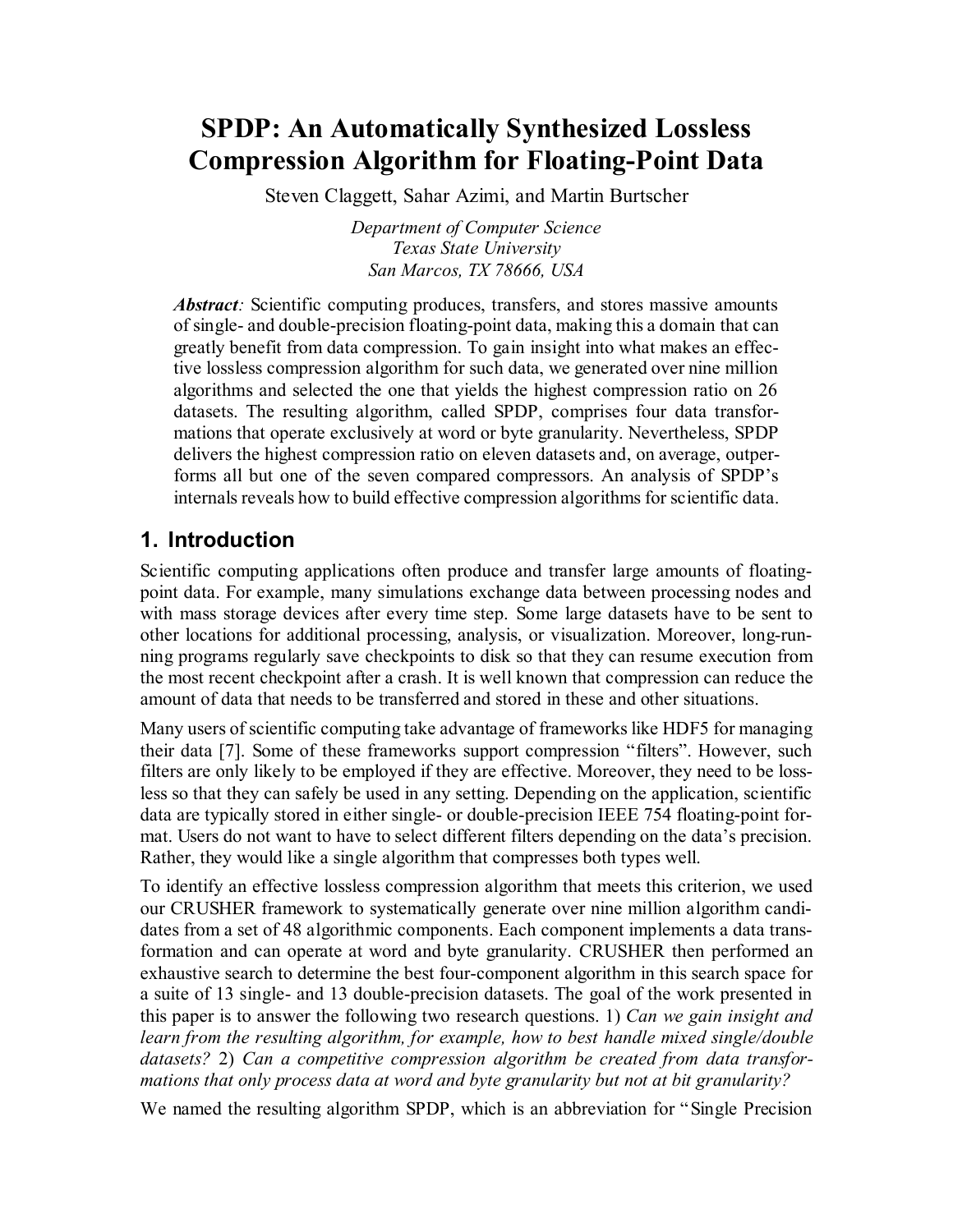# SPDP: An Automatically Synthesized Lossless Compression Algorithm for Floating-Point Data

Steven Claggett, Sahar Azimi, and Martin Burtscher

*Department of Computer Science*
*Texas State University*
*San Marcos, TX 78666, USA*

***Abstract**:* Scientific computing produces, transfers, and stores massive amounts of single- and double-precision floating-point data, making this a domain that can greatly benefit from data compression. To gain insight into what makes an effective lossless compression algorithm for such data, we generated over nine million algorithms and selected the one that yields the highest compression ratio on 26 datasets. The resulting algorithm, called SPDP, comprises four data transformations that operate exclusively at word or byte granularity. Nevertheless, SPDP delivers the highest compression ratio on eleven datasets and, on average, outperforms all but one of the seven compared compressors. An analysis of SPDP's internals reveals how to build effective compression algorithms for scientific data.

## 1. Introduction

Scientific computing applications often produce and transfer large amounts of floating-point data. For example, many simulations exchange data between processing nodes and with mass storage devices after every time step. Some large datasets have to be sent to other locations for additional processing, analysis, or visualization. Moreover, long-running programs regularly save checkpoints to disk so that they can resume execution from the most recent checkpoint after a crash. It is well known that compression can reduce the amount of data that needs to be transferred and stored in these and other situations.

Many users of scientific computing take advantage of frameworks like HDF5 for managing their data [7]. Some of these frameworks support compression "filters". However, such filters are only likely to be employed if they are effective. Moreover, they need to be lossless so that they can safely be used in any setting. Depending on the application, scientific data are typically stored in either single- or double-precision IEEE 754 floating-point format. Users do not want to have to select different filters depending on the data's precision. Rather, they would like a single algorithm that compresses both types well.

To identify an effective lossless compression algorithm that meets this criterion, we used our CRUSHER framework to systematically generate over nine million algorithm candidates from a set of 48 algorithmic components. Each component implements a data transformation and can operate at word and byte granularity. CRUSHER then performed an exhaustive search to determine the best four-component algorithm in this search space for a suite of 13 single- and 13 double-precision datasets. The goal of the work presented in this paper is to answer the following two research questions. 1) *Can we gain insight and learn from the resulting algorithm, for example, how to best handle mixed single/double datasets?* 2) *Can a competitive compression algorithm be created from data transformations that only process data at word and byte granularity but not at bit granularity?*

We named the resulting algorithm SPDP, which is an abbreviation for "Single Precision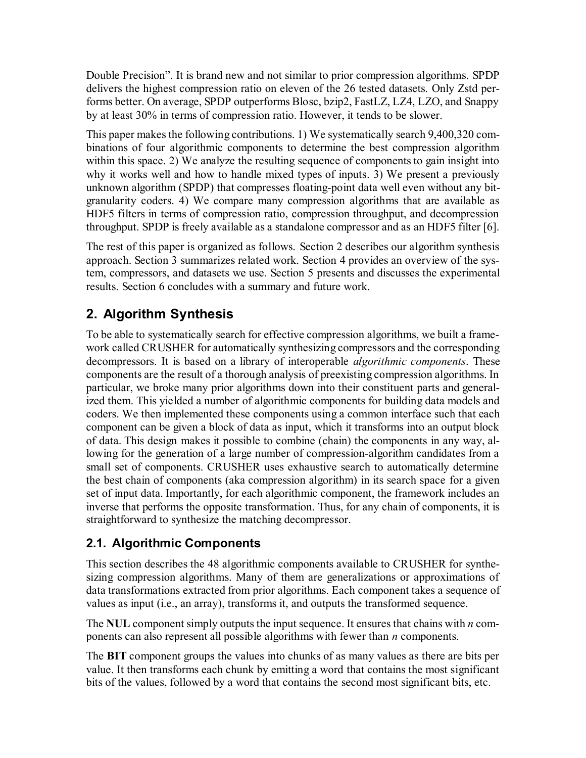Double Precision". It is brand new and not similar to prior compression algorithms. SPDP delivers the highest compression ratio on eleven of the 26 tested datasets. Only Zstd performs better. On average, SPDP outperforms Blosc, bzip2, FastLZ, LZ4, LZO, and Snappy by at least 30% in terms of compression ratio. However, it tends to be slower.

This paper makes the following contributions. 1) We systematically search 9,400,320 combinations of four algorithmic components to determine the best compression algorithm within this space. 2) We analyze the resulting sequence of components to gain insight into why it works well and how to handle mixed types of inputs. 3) We present a previously unknown algorithm (SPDP) that compresses floating-point data well even without any bit-granularity coders. 4) We compare many compression algorithms that are available as HDF5 filters in terms of compression ratio, compression throughput, and decompression throughput. SPDP is freely available as a standalone compressor and as an HDF5 filter [6].

The rest of this paper is organized as follows. Section 2 describes our algorithm synthesis approach. Section 3 summarizes related work. Section 4 provides an overview of the system, compressors, and datasets we use. Section 5 presents and discusses the experimental results. Section 6 concludes with a summary and future work.

## 2. Algorithm Synthesis

To be able to systematically search for effective compression algorithms, we built a framework called CRUSHER for automatically synthesizing compressors and the corresponding decompressors. It is based on a library of interoperable *algorithmic components*. These components are the result of a thorough analysis of preexisting compression algorithms. In particular, we broke many prior algorithms down into their constituent parts and generalized them. This yielded a number of algorithmic components for building data models and coders. We then implemented these components using a common interface such that each component can be given a block of data as input, which it transforms into an output block of data. This design makes it possible to combine (chain) the components in any way, allowing for the generation of a large number of compression-algorithm candidates from a small set of components. CRUSHER uses exhaustive search to automatically determine the best chain of components (aka compression algorithm) in its search space for a given set of input data. Importantly, for each algorithmic component, the framework includes an inverse that performs the opposite transformation. Thus, for any chain of components, it is straightforward to synthesize the matching decompressor.

### 2.1. Algorithmic Components

This section describes the 48 algorithmic components available to CRUSHER for synthesizing compression algorithms. Many of them are generalizations or approximations of data transformations extracted from prior algorithms. Each component takes a sequence of values as input (i.e., an array), transforms it, and outputs the transformed sequence.

The **NUL** component simply outputs the input sequence. It ensures that chains with *n* components can also represent all possible algorithms with fewer than *n* components.

The **BIT** component groups the values into chunks of as many values as there are bits per value. It then transforms each chunk by emitting a word that contains the most significant bits of the values, followed by a word that contains the second most significant bits, etc.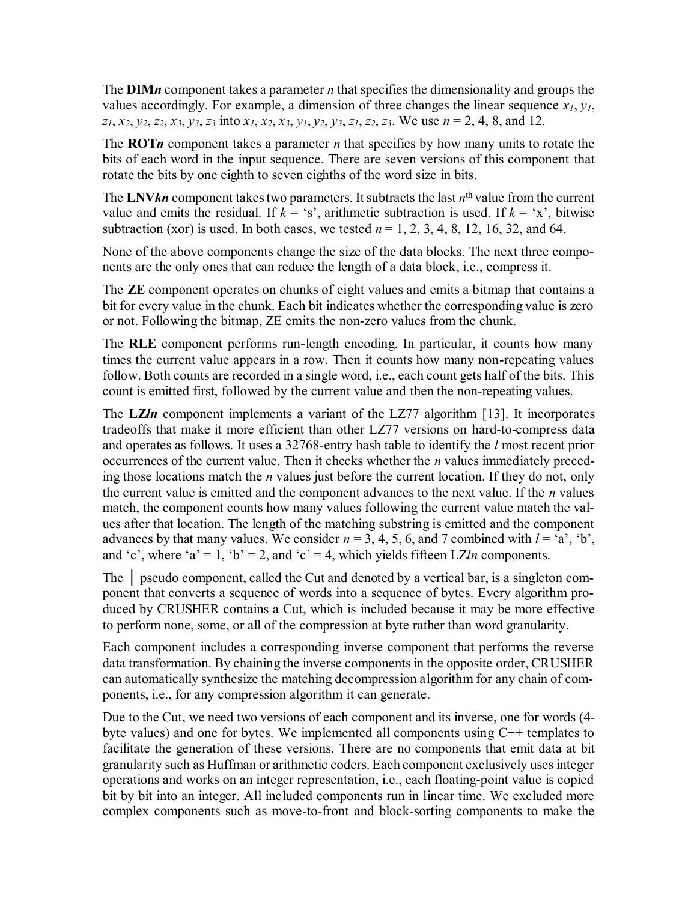The **DIM*n*** component takes a parameter *n* that specifies the dimensionality and groups the values accordingly. For example, a dimension of three changes the linear sequence $x_1$, $y_1$, $z_1$, $x_2$, $y_2$, $z_2$, $x_3$, $y_3$, $z_3$ into $x_1$, $x_2$, $x_3$, $y_1$, $y_2$, $y_3$, $z_1$, $z_2$, $z_3$. We use $n$ = 2, 4, 8, and 12.

The **ROT*n*** component takes a parameter *n* that specifies by how many units to rotate the bits of each word in the input sequence. There are seven versions of this component that rotate the bits by one eighth to seven eighths of the word size in bits.

The **LNV*kn*** component takes two parameters. It subtracts the last $n^{\text{th}}$ value from the current value and emits the residual. If $k$ = 's', arithmetic subtraction is used. If $k$ = 'x', bitwise subtraction (xor) is used. In both cases, we tested $n$ = 1, 2, 3, 4, 8, 12, 16, 32, and 64.

None of the above components change the size of the data blocks. The next three components are the only ones that can reduce the length of a data block, i.e., compress it.

The **ZE** component operates on chunks of eight values and emits a bitmap that contains a bit for every value in the chunk. Each bit indicates whether the corresponding value is zero or not. Following the bitmap, ZE emits the non-zero values from the chunk.

The **RLE** component performs run-length encoding. In particular, it counts how many times the current value appears in a row. Then it counts how many non-repeating values follow. Both counts are recorded in a single word, i.e., each count gets half of the bits. This count is emitted first, followed by the current value and then the non-repeating values.

The **LZ*ln*** component implements a variant of the LZ77 algorithm [13]. It incorporates tradeoffs that make it more efficient than other LZ77 versions on hard-to-compress data and operates as follows. It uses a 32768-entry hash table to identify the *l* most recent prior occurrences of the current value. Then it checks whether the *n* values immediately preceding those locations match the *n* values just before the current location. If they do not, only the current value is emitted and the component advances to the next value. If the *n* values match, the component counts how many values following the current value match the values after that location. The length of the matching substring is emitted and the component advances by that many values. We consider $n$ = 3, 4, 5, 6, and 7 combined with $l$ = 'a', 'b', and 'c', where 'a' = 1, 'b' = 2, and 'c' = 4, which yields fifteen LZ*ln* components.

The **|** pseudo component, called the Cut and denoted by a vertical bar, is a singleton component that converts a sequence of words into a sequence of bytes. Every algorithm produced by CRUSHER contains a Cut, which is included because it may be more effective to perform none, some, or all of the compression at byte rather than word granularity.

Each component includes a corresponding inverse component that performs the reverse data transformation. By chaining the inverse components in the opposite order, CRUSHER can automatically synthesize the matching decompression algorithm for any chain of components, i.e., for any compression algorithm it can generate.

Due to the Cut, we need two versions of each component and its inverse, one for words (4-byte values) and one for bytes. We implemented all components using C++ templates to facilitate the generation of these versions. There are no components that emit data at bit granularity such as Huffman or arithmetic coders. Each component exclusively uses integer operations and works on an integer representation, i.e., each floating-point value is copied bit by bit into an integer. All included components run in linear time. We excluded more complex components such as move-to-front and block-sorting components to make the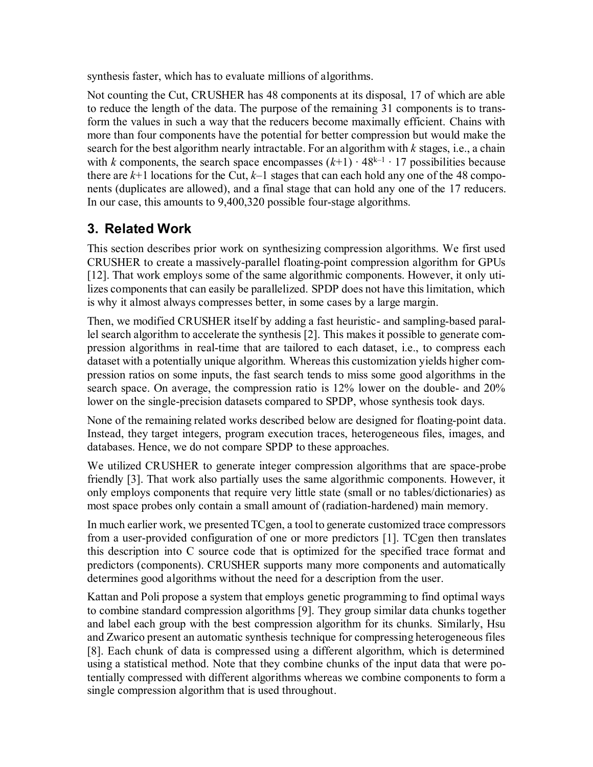synthesis faster, which has to evaluate millions of algorithms.

Not counting the Cut, CRUSHER has 48 components at its disposal, 17 of which are able to reduce the length of the data. The purpose of the remaining 31 components is to transform the values in such a way that the reducers become maximally efficient. Chains with more than four components have the potential for better compression but would make the search for the best algorithm nearly intractable. For an algorithm with $k$ stages, i.e., a chain with $k$ components, the search space encompasses $(k+1) \cdot 48^{k-1} \cdot 17$ possibilities because there are $k$+1 locations for the Cut, $k$–1 stages that can each hold any one of the 48 components (duplicates are allowed), and a final stage that can hold any one of the 17 reducers. In our case, this amounts to 9,400,320 possible four-stage algorithms.

## 3. Related Work

This section describes prior work on synthesizing compression algorithms. We first used CRUSHER to create a massively-parallel floating-point compression algorithm for GPUs [12]. That work employs some of the same algorithmic components. However, it only utilizes components that can easily be parallelized. SPDP does not have this limitation, which is why it almost always compresses better, in some cases by a large margin.

Then, we modified CRUSHER itself by adding a fast heuristic- and sampling-based parallel search algorithm to accelerate the synthesis [2]. This makes it possible to generate compression algorithms in real-time that are tailored to each dataset, i.e., to compress each dataset with a potentially unique algorithm. Whereas this customization yields higher compression ratios on some inputs, the fast search tends to miss some good algorithms in the search space. On average, the compression ratio is 12% lower on the double- and 20% lower on the single-precision datasets compared to SPDP, whose synthesis took days.

None of the remaining related works described below are designed for floating-point data. Instead, they target integers, program execution traces, heterogeneous files, images, and databases. Hence, we do not compare SPDP to these approaches.

We utilized CRUSHER to generate integer compression algorithms that are space-probe friendly [3]. That work also partially uses the same algorithmic components. However, it only employs components that require very little state (small or no tables/dictionaries) as most space probes only contain a small amount of (radiation-hardened) main memory.

In much earlier work, we presented TCgen, a tool to generate customized trace compressors from a user-provided configuration of one or more predictors [1]. TCgen then translates this description into C source code that is optimized for the specified trace format and predictors (components). CRUSHER supports many more components and automatically determines good algorithms without the need for a description from the user.

Kattan and Poli propose a system that employs genetic programming to find optimal ways to combine standard compression algorithms [9]. They group similar data chunks together and label each group with the best compression algorithm for its chunks. Similarly, Hsu and Zwarico present an automatic synthesis technique for compressing heterogeneous files [8]. Each chunk of data is compressed using a different algorithm, which is determined using a statistical method. Note that they combine chunks of the input data that were potentially compressed with different algorithms whereas we combine components to form a single compression algorithm that is used throughout.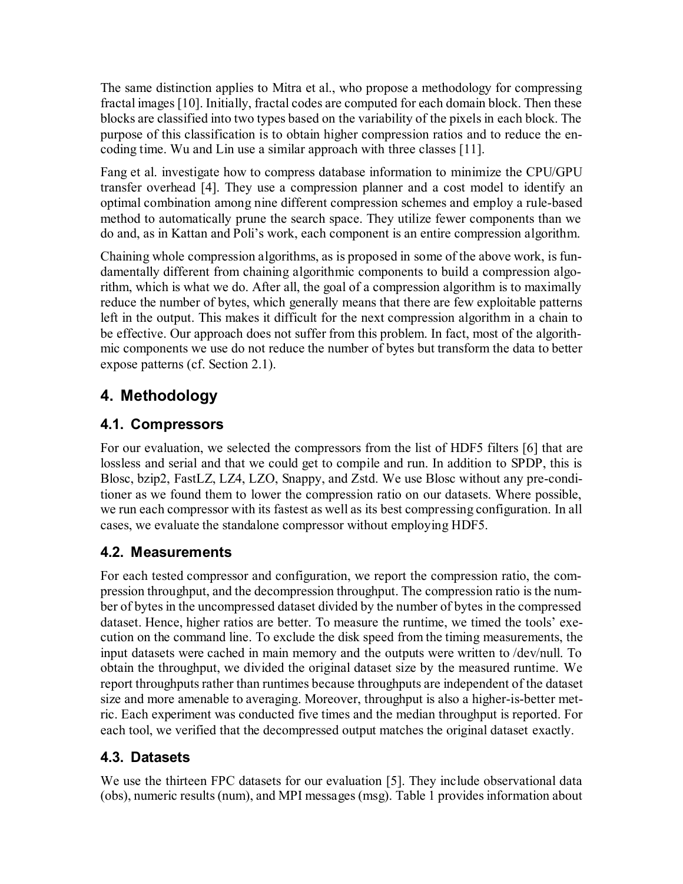The same distinction applies to Mitra et al., who propose a methodology for compressing fractal images [10]. Initially, fractal codes are computed for each domain block. Then these blocks are classified into two types based on the variability of the pixels in each block. The purpose of this classification is to obtain higher compression ratios and to reduce the encoding time. Wu and Lin use a similar approach with three classes [11].

Fang et al. investigate how to compress database information to minimize the CPU/GPU transfer overhead [4]. They use a compression planner and a cost model to identify an optimal combination among nine different compression schemes and employ a rule-based method to automatically prune the search space. They utilize fewer components than we do and, as in Kattan and Poli's work, each component is an entire compression algorithm.

Chaining whole compression algorithms, as is proposed in some of the above work, is fundamentally different from chaining algorithmic components to build a compression algorithm, which is what we do. After all, the goal of a compression algorithm is to maximally reduce the number of bytes, which generally means that there are few exploitable patterns left in the output. This makes it difficult for the next compression algorithm in a chain to be effective. Our approach does not suffer from this problem. In fact, most of the algorithmic components we use do not reduce the number of bytes but transform the data to better expose patterns (cf. Section 2.1).

## 4. Methodology

### 4.1. Compressors

For our evaluation, we selected the compressors from the list of HDF5 filters [6] that are lossless and serial and that we could get to compile and run. In addition to SPDP, this is Blosc, bzip2, FastLZ, LZ4, LZO, Snappy, and Zstd. We use Blosc without any pre-conditioner as we found them to lower the compression ratio on our datasets. Where possible, we run each compressor with its fastest as well as its best compressing configuration. In all cases, we evaluate the standalone compressor without employing HDF5.

### 4.2. Measurements

For each tested compressor and configuration, we report the compression ratio, the compression throughput, and the decompression throughput. The compression ratio is the number of bytes in the uncompressed dataset divided by the number of bytes in the compressed dataset. Hence, higher ratios are better. To measure the runtime, we timed the tools' execution on the command line. To exclude the disk speed from the timing measurements, the input datasets were cached in main memory and the outputs were written to /dev/null. To obtain the throughput, we divided the original dataset size by the measured runtime. We report throughputs rather than runtimes because throughputs are independent of the dataset size and more amenable to averaging. Moreover, throughput is also a higher-is-better metric. Each experiment was conducted five times and the median throughput is reported. For each tool, we verified that the decompressed output matches the original dataset exactly.

### 4.3. Datasets

We use the thirteen FPC datasets for our evaluation [5]. They include observational data (obs), numeric results (num), and MPI messages (msg). Table 1 provides information about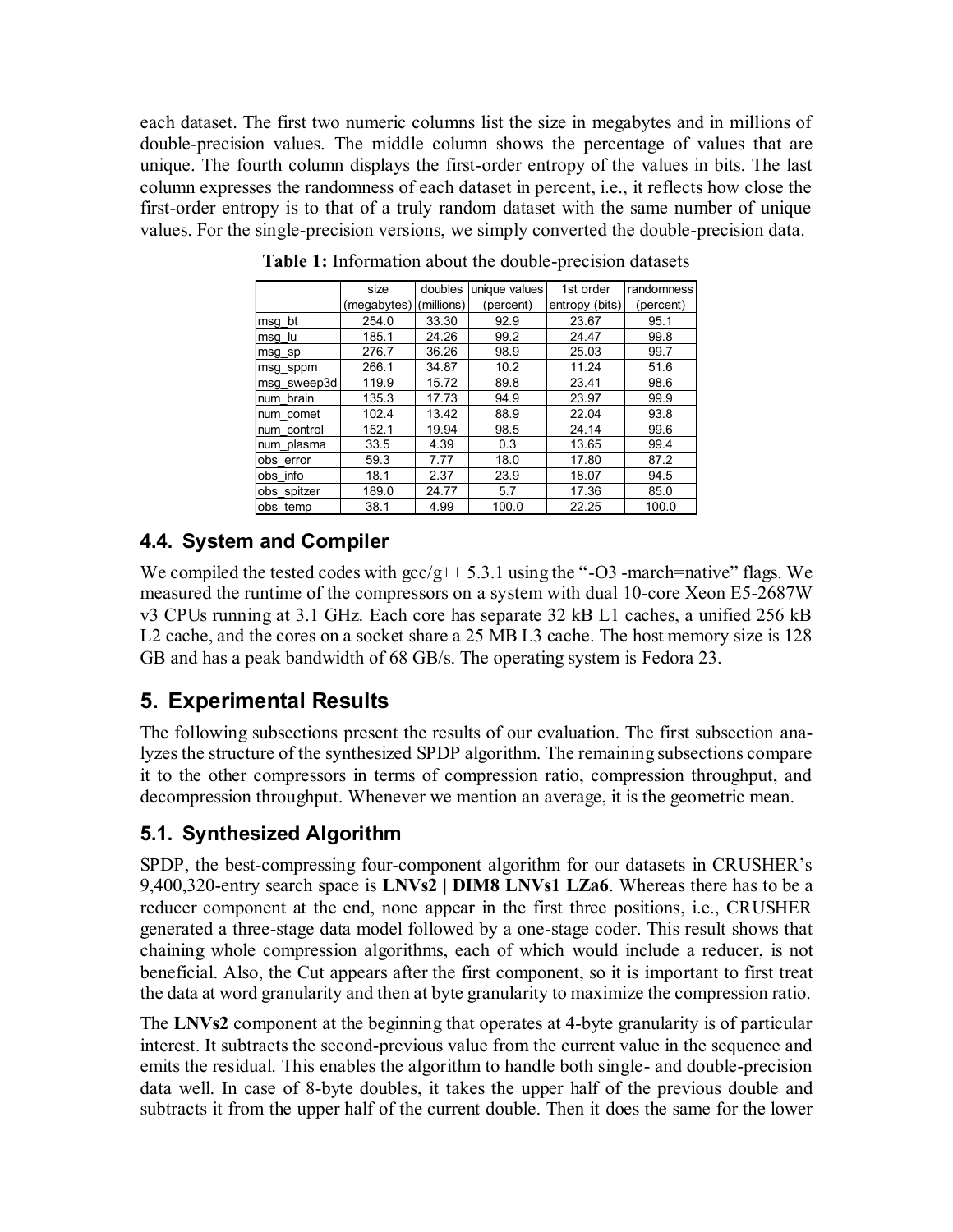each dataset. The first two numeric columns list the size in megabytes and in millions of double-precision values. The middle column shows the percentage of values that are unique. The fourth column displays the first-order entropy of the values in bits. The last column expresses the randomness of each dataset in percent, i.e., it reflects how close the first-order entropy is to that of a truly random dataset with the same number of unique values. For the single-precision versions, we simply converted the double-precision data.

**Table 1:** Information about the double-precision datasets

| | size (megabytes) | doubles (millions) | unique values (percent) | 1st order entropy (bits) | randomness (percent) |
|---|---|---|---|---|---|
| msg_bt | 254.0 | 33.30 | 92.9 | 23.67 | 95.1 |
| msg_lu | 185.1 | 24.26 | 99.2 | 24.47 | 99.8 |
| msg_sp | 276.7 | 36.26 | 98.9 | 25.03 | 99.7 |
| msg_sppm | 266.1 | 34.87 | 10.2 | 11.24 | 51.6 |
| msg_sweep3d | 119.9 | 15.72 | 89.8 | 23.41 | 98.6 |
| num_brain | 135.3 | 17.73 | 94.9 | 23.97 | 99.9 |
| num_comet | 102.4 | 13.42 | 88.9 | 22.04 | 93.8 |
| num_control | 152.1 | 19.94 | 98.5 | 24.14 | 99.6 |
| num_plasma | 33.5 | 4.39 | 0.3 | 13.65 | 99.4 |
| obs_error | 59.3 | 7.77 | 18.0 | 17.80 | 87.2 |
| obs_info | 18.1 | 2.37 | 23.9 | 18.07 | 94.5 |
| obs_spitzer | 189.0 | 24.77 | 5.7 | 17.36 | 85.0 |
| obs_temp | 38.1 | 4.99 | 100.0 | 22.25 | 100.0 |

### 4.4. System and Compiler

We compiled the tested codes with gcc/g++ 5.3.1 using the "-O3 -march=native" flags. We measured the runtime of the compressors on a system with dual 10-core Xeon E5-2687W v3 CPUs running at 3.1 GHz. Each core has separate 32 kB L1 caches, a unified 256 kB L2 cache, and the cores on a socket share a 25 MB L3 cache. The host memory size is 128 GB and has a peak bandwidth of 68 GB/s. The operating system is Fedora 23.

## 5. Experimental Results

The following subsections present the results of our evaluation. The first subsection analyzes the structure of the synthesized SPDP algorithm. The remaining subsections compare it to the other compressors in terms of compression ratio, compression throughput, and decompression throughput. Whenever we mention an average, it is the geometric mean.

### 5.1. Synthesized Algorithm

SPDP, the best-compressing four-component algorithm for our datasets in CRUSHER's 9,400,320-entry search space is **LNVs2 | DIM8 LNVs1 LZa6**. Whereas there has to be a reducer component at the end, none appear in the first three positions, i.e., CRUSHER generated a three-stage data model followed by a one-stage coder. This result shows that chaining whole compression algorithms, each of which would include a reducer, is not beneficial. Also, the Cut appears after the first component, so it is important to first treat the data at word granularity and then at byte granularity to maximize the compression ratio.

The **LNVs2** component at the beginning that operates at 4-byte granularity is of particular interest. It subtracts the second-previous value from the current value in the sequence and emits the residual. This enables the algorithm to handle both single- and double-precision data well. In case of 8-byte doubles, it takes the upper half of the previous double and subtracts it from the upper half of the current double. Then it does the same for the lower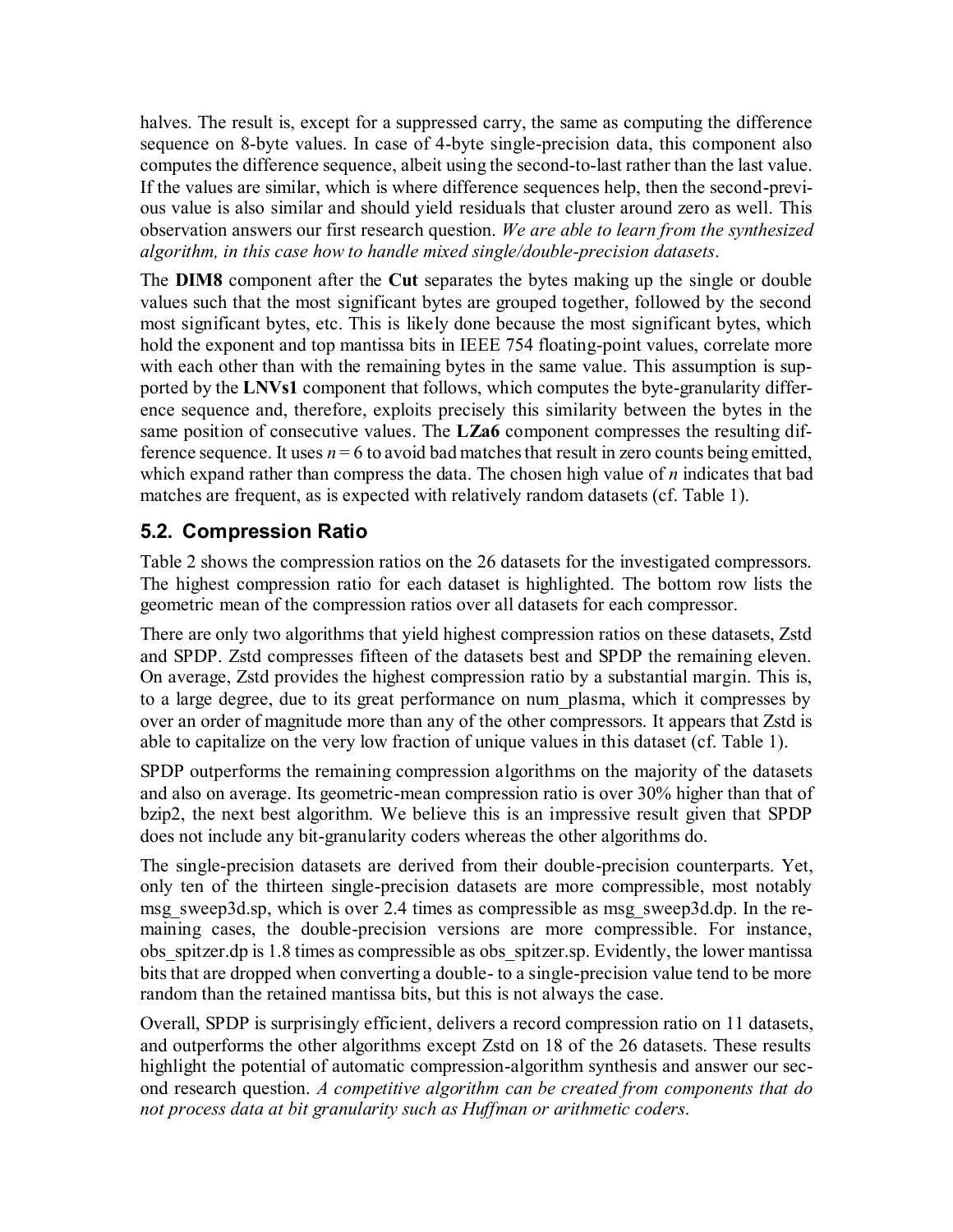halves. The result is, except for a suppressed carry, the same as computing the difference sequence on 8-byte values. In case of 4-byte single-precision data, this component also computes the difference sequence, albeit using the second-to-last rather than the last value. If the values are similar, which is where difference sequences help, then the second-previous value is also similar and should yield residuals that cluster around zero as well. This observation answers our first research question. *We are able to learn from the synthesized algorithm, in this case how to handle mixed single/double-precision datasets*.

The **DIM8** component after the **Cut** separates the bytes making up the single or double values such that the most significant bytes are grouped together, followed by the second most significant bytes, etc. This is likely done because the most significant bytes, which hold the exponent and top mantissa bits in IEEE 754 floating-point values, correlate more with each other than with the remaining bytes in the same value. This assumption is supported by the **LNVs1** component that follows, which computes the byte-granularity difference sequence and, therefore, exploits precisely this similarity between the bytes in the same position of consecutive values. The **LZa6** component compresses the resulting difference sequence. It uses $n = 6$ to avoid bad matches that result in zero counts being emitted, which expand rather than compress the data. The chosen high value of $n$ indicates that bad matches are frequent, as is expected with relatively random datasets (cf. Table 1).

## 5.2. Compression Ratio

Table 2 shows the compression ratios on the 26 datasets for the investigated compressors. The highest compression ratio for each dataset is highlighted. The bottom row lists the geometric mean of the compression ratios over all datasets for each compressor.

There are only two algorithms that yield highest compression ratios on these datasets, Zstd and SPDP. Zstd compresses fifteen of the datasets best and SPDP the remaining eleven. On average, Zstd provides the highest compression ratio by a substantial margin. This is, to a large degree, due to its great performance on num_plasma, which it compresses by over an order of magnitude more than any of the other compressors. It appears that Zstd is able to capitalize on the very low fraction of unique values in this dataset (cf. Table 1).

SPDP outperforms the remaining compression algorithms on the majority of the datasets and also on average. Its geometric-mean compression ratio is over 30% higher than that of bzip2, the next best algorithm. We believe this is an impressive result given that SPDP does not include any bit-granularity coders whereas the other algorithms do.

The single-precision datasets are derived from their double-precision counterparts. Yet, only ten of the thirteen single-precision datasets are more compressible, most notably msg_sweep3d.sp, which is over 2.4 times as compressible as msg_sweep3d.dp. In the remaining cases, the double-precision versions are more compressible. For instance, obs_spitzer.dp is 1.8 times as compressible as obs_spitzer.sp. Evidently, the lower mantissa bits that are dropped when converting a double- to a single-precision value tend to be more random than the retained mantissa bits, but this is not always the case.

Overall, SPDP is surprisingly efficient, delivers a record compression ratio on 11 datasets, and outperforms the other algorithms except Zstd on 18 of the 26 datasets. These results highlight the potential of automatic compression-algorithm synthesis and answer our second research question. *A competitive algorithm can be created from components that do not process data at bit granularity such as Huffman or arithmetic coders*.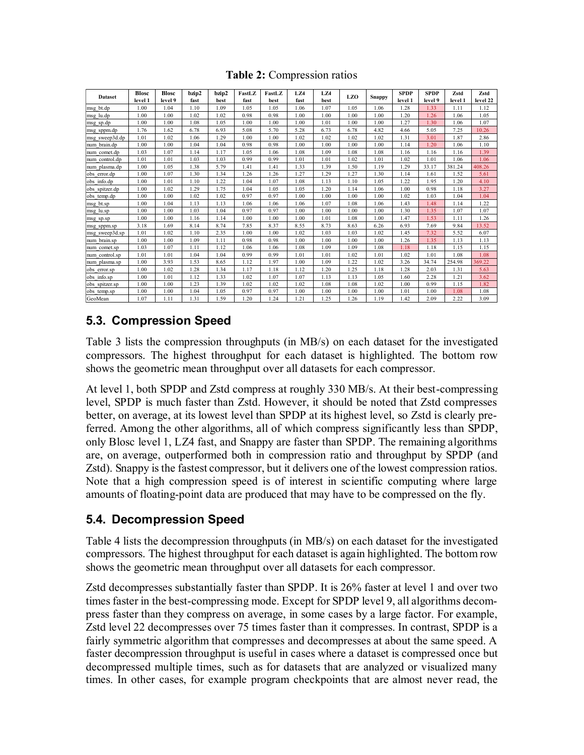**Table 2:** Compression ratios

| Dataset | Blosc level 1 | Blosc level 9 | bzip2 fast | bzip2 best | FastLZ fast | FastLZ best | LZ4 fast | LZ4 best | LZO | Snappy | SPDP level 1 | SPDP level 9 | Zstd level 1 | Zstd level 22 |
|---|---|---|---|---|---|---|---|---|---|---|---|---|---|---|
| msg_bt.dp | 1.00 | 1.04 | 1.10 | 1.09 | 1.05 | 1.05 | 1.06 | 1.07 | 1.05 | 1.06 | 1.28 | 1.33 | 1.11 | 1.12 |
| msg_lu.dp | 1.00 | 1.00 | 1.02 | 1.02 | 0.98 | 0.98 | 1.00 | 1.00 | 1.00 | 1.00 | 1.20 | 1.26 | 1.06 | 1.05 |
| msg_sp.dp | 1.00 | 1.00 | 1.08 | 1.05 | 1.00 | 1.00 | 1.00 | 1.01 | 1.00 | 1.00 | 1.27 | 1.30 | 1.06 | 1.07 |
| msg_sppm.dp | 1.76 | 1.62 | 6.78 | 6.93 | 5.08 | 5.70 | 5.28 | 6.73 | 6.78 | 4.82 | 4.66 | 5.05 | 7.25 | 10.26 |
| msg_sweep3d.dp | 1.01 | 1.02 | 1.06 | 1.29 | 1.00 | 1.00 | 1.02 | 1.02 | 1.02 | 1.02 | 1.31 | 3.01 | 1.87 | 2.86 |
| num_brain.dp | 1.00 | 1.00 | 1.04 | 1.04 | 0.98 | 0.98 | 1.00 | 1.00 | 1.00 | 1.00 | 1.14 | 1.20 | 1.06 | 1.10 |
| num_comet.dp | 1.03 | 1.07 | 1.14 | 1.17 | 1.05 | 1.06 | 1.08 | 1.09 | 1.08 | 1.08 | 1.16 | 1.16 | 1.16 | 1.39 |
| num_control.dp | 1.01 | 1.01 | 1.03 | 1.03 | 0.99 | 0.99 | 1.01 | 1.01 | 1.02 | 1.01 | 1.02 | 1.01 | 1.06 | 1.06 |
| num_plasma.dp | 1.00 | 1.05 | 1.38 | 5.79 | 1.41 | 1.41 | 1.33 | 1.39 | 1.50 | 1.19 | 1.29 | 33.17 | 381.24 | 408.26 |
| obs_error.dp | 1.00 | 1.07 | 1.30 | 1.34 | 1.26 | 1.26 | 1.27 | 1.29 | 1.27 | 1.30 | 1.14 | 1.61 | 1.52 | 5.61 |
| obs_info.dp | 1.00 | 1.01 | 1.10 | 1.22 | 1.04 | 1.07 | 1.08 | 1.13 | 1.10 | 1.05 | 1.22 | 1.95 | 1.20 | 4.10 |
| obs_spitzer.dp | 1.00 | 1.02 | 1.29 | 1.75 | 1.04 | 1.05 | 1.05 | 1.20 | 1.14 | 1.06 | 1.00 | 0.98 | 1.18 | 3.27 |
| obs_temp.dp | 1.00 | 1.00 | 1.02 | 1.02 | 0.97 | 0.97 | 1.00 | 1.00 | 1.00 | 1.00 | 1.02 | 1.03 | 1.04 | 1.04 |
| msg_bt.sp | 1.00 | 1.04 | 1.13 | 1.13 | 1.06 | 1.06 | 1.06 | 1.07 | 1.08 | 1.06 | 1.43 | 1.48 | 1.14 | 1.22 |
| msg_lu.sp | 1.00 | 1.00 | 1.03 | 1.04 | 0.97 | 0.97 | 1.00 | 1.00 | 1.00 | 1.00 | 1.30 | 1.35 | 1.07 | 1.07 |
| msg_sp.sp | 1.00 | 1.00 | 1.16 | 1.14 | 1.00 | 1.00 | 1.00 | 1.01 | 1.08 | 1.00 | 1.47 | 1.53 | 1.11 | 1.26 |
| msg_sppm.sp | 3.18 | 1.69 | 8.14 | 8.74 | 7.85 | 8.37 | 8.55 | 8.73 | 8.63 | 6.26 | 6.93 | 7.69 | 9.84 | 13.52 |
| msg_sweep3d.sp | 1.01 | 1.02 | 1.10 | 2.35 | 1.00 | 1.00 | 1.02 | 1.03 | 1.03 | 1.02 | 1.45 | 7.32 | 5.52 | 6.07 |
| num_brain.sp | 1.00 | 1.00 | 1.09 | 1.11 | 0.98 | 0.98 | 1.00 | 1.00 | 1.00 | 1.00 | 1.26 | 1.35 | 1.13 | 1.13 |
| num_comet.sp | 1.03 | 1.07 | 1.11 | 1.12 | 1.06 | 1.06 | 1.08 | 1.09 | 1.09 | 1.08 | 1.18 | 1.18 | 1.15 | 1.15 |
| num_control.sp | 1.01 | 1.01 | 1.04 | 1.04 | 0.99 | 0.99 | 1.01 | 1.01 | 1.02 | 1.01 | 1.02 | 1.01 | 1.08 | 1.08 |
| num_plasma.sp | 1.00 | 3.93 | 1.53 | 8.65 | 1.12 | 1.97 | 1.00 | 1.09 | 1.22 | 1.02 | 3.26 | 34.74 | 254.98 | 369.22 |
| obs_error.sp | 1.00 | 1.02 | 1.28 | 1.34 | 1.17 | 1.18 | 1.12 | 1.20 | 1.25 | 1.18 | 1.28 | 2.03 | 1.31 | 5.63 |
| obs_info.sp | 1.00 | 1.01 | 1.12 | 1.33 | 1.02 | 1.07 | 1.07 | 1.13 | 1.13 | 1.05 | 1.60 | 2.28 | 1.21 | 3.62 |
| obs_spitzer.sp | 1.00 | 1.00 | 1.23 | 1.39 | 1.02 | 1.02 | 1.02 | 1.08 | 1.08 | 1.02 | 1.00 | 0.99 | 1.15 | 1.82 |
| obs_temp.sp | 1.00 | 1.00 | 1.04 | 1.05 | 0.97 | 0.97 | 1.00 | 1.00 | 1.00 | 1.00 | 1.01 | 1.00 | 1.08 | 1.08 |
| GeoMean | 1.07 | 1.11 | 1.31 | 1.59 | 1.20 | 1.24 | 1.21 | 1.25 | 1.26 | 1.19 | 1.42 | 2.09 | 2.22 | 3.09 |

## 5.3. Compression Speed

Table 3 lists the compression throughputs (in MB/s) on each dataset for the investigated compressors. The highest throughput for each dataset is highlighted. The bottom row shows the geometric mean throughput over all datasets for each compressor.

At level 1, both SPDP and Zstd compress at roughly 330 MB/s. At their best-compressing level, SPDP is much faster than Zstd. However, it should be noted that Zstd compresses better, on average, at its lowest level than SPDP at its highest level, so Zstd is clearly preferred. Among the other algorithms, all of which compress significantly less than SPDP, only Blosc level 1, LZ4 fast, and Snappy are faster than SPDP. The remaining algorithms are, on average, outperformed both in compression ratio and throughput by SPDP (and Zstd). Snappy is the fastest compressor, but it delivers one of the lowest compression ratios. Note that a high compression speed is of interest in scientific computing where large amounts of floating-point data are produced that may have to be compressed on the fly.

## 5.4. Decompression Speed

Table 4 lists the decompression throughputs (in MB/s) on each dataset for the investigated compressors. The highest throughput for each dataset is again highlighted. The bottom row shows the geometric mean throughput over all datasets for each compressor.

Zstd decompresses substantially faster than SPDP. It is 26% faster at level 1 and over two times faster in the best-compressing mode. Except for SPDP level 9, all algorithms decompress faster than they compress on average, in some cases by a large factor. For example, Zstd level 22 decompresses over 75 times faster than it compresses. In contrast, SPDP is a fairly symmetric algorithm that compresses and decompresses at about the same speed. A faster decompression throughput is useful in cases where a dataset is compressed once but decompressed multiple times, such as for datasets that are analyzed or visualized many times. In other cases, for example program checkpoints that are almost never read, the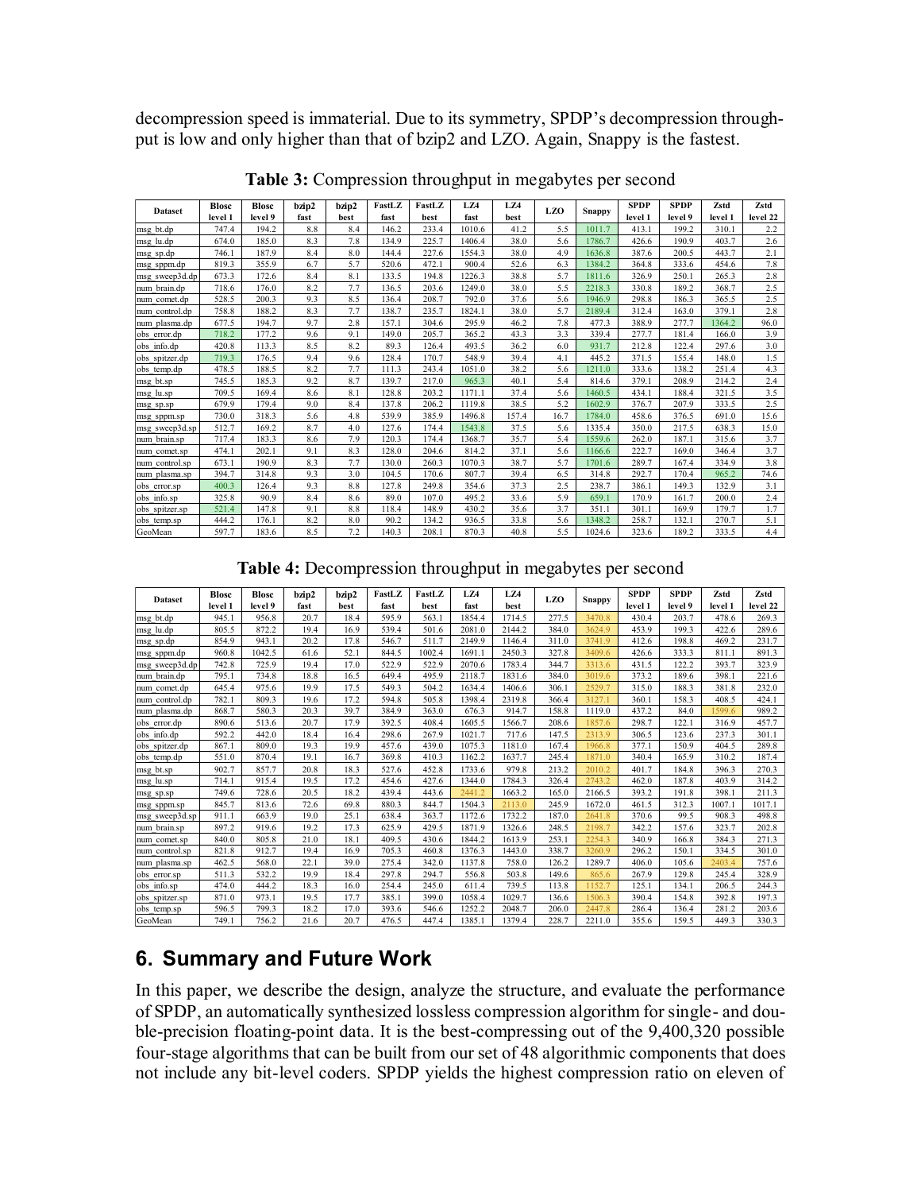decompression speed is immaterial. Due to its symmetry, SPDP's decompression throughput is low and only higher than that of bzip2 and LZO. Again, Snappy is the fastest.

**Table 3:** Compression throughput in megabytes per second

| Dataset | Blosc level 1 | Blosc level 9 | bzip2 fast | bzip2 best | FastLZ fast | FastLZ best | LZ4 fast | LZ4 best | LZO | Snappy | SPDP level 1 | SPDP level 9 | Zstd level 1 | Zstd level 22 |
|---|---|---|---|---|---|---|---|---|---|---|---|---|---|---|
| msg_bt.dp | 747.4 | 194.2 | 8.8 | 8.4 | 146.2 | 233.4 | 1010.6 | 41.2 | 5.5 | 1011.7 | 413.1 | 199.2 | 310.1 | 2.2 |
| msg_lu.dp | 674.0 | 185.0 | 8.3 | 7.8 | 134.9 | 225.7 | 1406.4 | 38.0 | 5.6 | 1786.7 | 426.6 | 190.9 | 403.7 | 2.6 |
| msg_sp.dp | 746.1 | 187.9 | 8.4 | 8.0 | 144.4 | 227.6 | 1554.3 | 38.0 | 4.9 | 1636.8 | 387.6 | 200.5 | 443.7 | 2.1 |
| msg_sppm.dp | 819.3 | 355.9 | 6.7 | 5.7 | 520.6 | 472.1 | 900.4 | 52.6 | 6.3 | 1384.2 | 364.8 | 333.6 | 454.6 | 7.8 |
| msg_sweep3d.dp | 673.3 | 172.6 | 8.4 | 8.1 | 133.5 | 194.8 | 1226.3 | 38.8 | 5.7 | 1811.6 | 326.9 | 250.1 | 265.3 | 2.8 |
| num_brain.dp | 718.6 | 176.0 | 8.2 | 7.7 | 136.5 | 203.6 | 1249.0 | 38.0 | 5.5 | 2218.3 | 330.8 | 189.2 | 368.7 | 2.5 |
| num_comet.dp | 528.5 | 200.3 | 9.3 | 8.5 | 136.4 | 208.7 | 792.0 | 37.6 | 5.6 | 1946.9 | 298.8 | 186.3 | 365.5 | 2.5 |
| num_control.dp | 758.8 | 188.2 | 8.3 | 7.7 | 138.7 | 235.7 | 1824.1 | 38.0 | 5.7 | 2189.4 | 312.4 | 163.0 | 379.1 | 2.8 |
| num_plasma.dp | 677.5 | 194.7 | 9.7 | 2.8 | 157.1 | 304.6 | 295.9 | 46.2 | 7.8 | 477.3 | 388.9 | 277.7 | 1364.2 | 96.0 |
| obs_error.dp | 718.2 | 177.2 | 9.6 | 9.1 | 149.0 | 205.7 | 365.2 | 43.3 | 3.3 | 339.4 | 277.7 | 181.4 | 166.0 | 3.9 |
| obs_info.dp | 420.8 | 113.3 | 8.5 | 8.2 | 89.3 | 126.4 | 493.5 | 36.2 | 6.0 | 931.7 | 212.8 | 122.4 | 297.6 | 3.0 |
| obs_spitzer.dp | 719.3 | 176.5 | 9.4 | 9.6 | 128.4 | 170.7 | 548.9 | 39.4 | 4.1 | 445.2 | 371.5 | 155.4 | 148.0 | 1.5 |
| obs_temp.dp | 478.5 | 188.5 | 8.2 | 7.7 | 111.3 | 243.4 | 1051.0 | 38.2 | 5.6 | 1211.0 | 333.6 | 138.2 | 251.4 | 4.3 |
| msg_bt.sp | 745.5 | 185.3 | 9.2 | 8.7 | 139.7 | 217.0 | 965.3 | 40.1 | 5.4 | 814.6 | 379.1 | 208.9 | 214.2 | 2.4 |
| msg_lu.sp | 709.5 | 169.4 | 8.6 | 8.1 | 128.8 | 203.2 | 1171.1 | 37.4 | 5.6 | 1460.5 | 434.1 | 188.4 | 321.5 | 3.5 |
| msg_sp.sp | 679.9 | 179.4 | 9.0 | 8.4 | 137.8 | 206.2 | 1119.8 | 38.5 | 5.2 | 1602.9 | 376.7 | 207.9 | 333.5 | 2.5 |
| msg_sppm.sp | 730.0 | 318.3 | 5.6 | 4.8 | 539.9 | 385.9 | 1496.8 | 157.4 | 16.7 | 1784.0 | 458.6 | 376.5 | 691.0 | 15.6 |
| msg_sweep3d.sp | 512.7 | 169.2 | 8.7 | 4.0 | 128.7 | 174.4 | 1543.8 | 37.5 | 5.6 | 1335.4 | 350.0 | 217.5 | 638.3 | 15.0 |
| num_brain.sp | 717.4 | 183.3 | 8.6 | 7.9 | 120.3 | 174.4 | 1368.7 | 35.7 | 5.4 | 1559.6 | 262.0 | 187.1 | 315.6 | 3.7 |
| num_comet.sp | 474.1 | 202.1 | 9.1 | 8.3 | 128.0 | 204.6 | 814.2 | 37.1 | 5.6 | 1166.6 | 222.7 | 169.0 | 346.4 | 3.7 |
| num_control.sp | 673.1 | 190.9 | 8.3 | 7.7 | 130.0 | 260.3 | 1070.3 | 38.7 | 5.7 | 1701.6 | 289.7 | 167.4 | 334.9 | 3.8 |
| num_plasma.sp | 394.7 | 314.8 | 9.3 | 3.0 | 104.5 | 170.6 | 807.7 | 39.4 | 6.5 | 314.8 | 292.7 | 170.4 | 965.2 | 74.6 |
| obs_error.sp | 400.3 | 126.4 | 9.3 | 8.8 | 127.8 | 249.8 | 354.6 | 37.3 | 2.5 | 238.7 | 386.1 | 149.3 | 132.9 | 3.1 |
| obs_info.sp | 325.8 | 90.9 | 8.4 | 8.6 | 89.0 | 107.0 | 495.2 | 33.6 | 5.9 | 659.1 | 170.9 | 161.7 | 200.0 | 2.4 |
| obs_spitzer.sp | 521.4 | 147.8 | 9.1 | 8.8 | 118.4 | 148.9 | 430.2 | 35.6 | 3.7 | 351.1 | 301.1 | 169.9 | 179.7 | 1.7 |
| obs_temp.sp | 444.2 | 176.1 | 8.2 | 8.0 | 90.2 | 134.2 | 936.5 | 33.8 | 5.6 | 1348.2 | 258.7 | 132.1 | 270.7 | 5.1 |
| GeoMean | 597.7 | 183.6 | 8.5 | 7.2 | 140.3 | 208.1 | 870.3 | 40.8 | 5.5 | 1024.6 | 323.6 | 189.2 | 333.5 | 4.4 |

**Table 4:** Decompression throughput in megabytes per second

| Dataset | Blosc level 1 | Blosc level 9 | bzip2 fast | bzip2 best | FastLZ fast | FastLZ best | LZ4 fast | LZ4 best | LZO | Snappy | SPDP level 1 | SPDP level 9 | Zstd level 1 | Zstd level 22 |
|---|---|---|---|---|---|---|---|---|---|---|---|---|---|---|
| msg_bt.dp | 945.1 | 956.8 | 20.7 | 18.4 | 595.9 | 563.1 | 1854.4 | 1714.5 | 277.5 | 3470.8 | 430.4 | 203.7 | 478.6 | 269.3 |
| msg_lu.dp | 805.5 | 872.2 | 19.4 | 16.9 | 539.4 | 501.6 | 2081.0 | 2144.2 | 384.0 | 3624.9 | 453.9 | 199.3 | 422.6 | 289.6 |
| msg_sp.dp | 854.9 | 943.1 | 20.2 | 17.8 | 546.7 | 511.7 | 2149.9 | 1146.4 | 311.0 | 3741.9 | 412.6 | 198.8 | 469.2 | 231.7 |
| msg_sppm.dp | 960.8 | 1042.5 | 61.6 | 52.1 | 844.5 | 1002.4 | 1691.1 | 2450.3 | 327.8 | 3409.6 | 426.6 | 333.3 | 811.1 | 891.3 |
| msg_sweep3d.dp | 742.8 | 725.9 | 19.4 | 17.0 | 522.9 | 522.9 | 2070.6 | 1783.4 | 344.7 | 3313.6 | 431.5 | 122.2 | 393.7 | 323.9 |
| num_brain.dp | 795.1 | 734.8 | 18.8 | 16.5 | 649.4 | 495.9 | 2118.7 | 1831.6 | 384.0 | 3019.6 | 373.2 | 189.6 | 398.1 | 221.6 |
| num_comet.dp | 645.4 | 975.6 | 19.9 | 17.5 | 549.3 | 504.2 | 1634.4 | 1406.6 | 306.1 | 2529.7 | 315.0 | 188.3 | 381.8 | 232.0 |
| num_control.dp | 782.1 | 809.3 | 19.6 | 17.2 | 594.8 | 505.8 | 1398.4 | 2319.8 | 366.4 | 3127.1 | 360.1 | 158.3 | 408.5 | 424.1 |
| num_plasma.dp | 868.7 | 580.3 | 20.3 | 39.7 | 384.9 | 363.0 | 676.3 | 914.7 | 158.8 | 1119.0 | 437.2 | 84.0 | 1599.6 | 989.2 |
| obs_error.dp | 890.6 | 513.6 | 20.7 | 17.9 | 392.5 | 408.4 | 1605.5 | 1566.7 | 208.6 | 1857.6 | 298.7 | 122.1 | 316.9 | 457.7 |
| obs_info.dp | 592.2 | 442.0 | 18.4 | 16.4 | 298.6 | 267.9 | 1021.7 | 717.6 | 147.5 | 2313.9 | 306.5 | 123.6 | 237.3 | 301.1 |
| obs_spitzer.dp | 867.1 | 809.0 | 19.3 | 19.9 | 457.6 | 439.0 | 1075.3 | 1181.0 | 167.4 | 1966.8 | 377.1 | 150.9 | 404.5 | 289.8 |
| obs_temp.dp | 551.0 | 870.4 | 19.1 | 16.7 | 369.8 | 410.3 | 1162.2 | 1637.7 | 245.4 | 1871.0 | 340.4 | 165.9 | 310.2 | 187.4 |
| msg_bt.sp | 902.7 | 857.7 | 20.8 | 18.3 | 527.6 | 452.8 | 1733.6 | 979.8 | 213.2 | 2010.2 | 401.7 | 184.8 | 396.3 | 270.3 |
| msg_lu.sp | 714.1 | 915.4 | 19.5 | 17.2 | 454.6 | 427.6 | 1344.0 | 1784.3 | 326.4 | 2743.2 | 462.0 | 187.8 | 403.9 | 314.2 |
| msg_sp.sp | 749.6 | 728.6 | 20.5 | 18.2 | 439.4 | 443.6 | 2441.2 | 1663.2 | 165.0 | 2166.5 | 393.2 | 191.8 | 398.1 | 211.3 |
| msg_sppm.sp | 845.7 | 813.6 | 72.6 | 69.8 | 880.3 | 844.7 | 1504.3 | 2113.0 | 245.9 | 1672.0 | 461.5 | 312.3 | 1007.1 | 1017.1 |
| msg_sweep3d.sp | 911.1 | 663.9 | 19.0 | 25.1 | 638.4 | 363.7 | 1172.6 | 1732.2 | 187.0 | 2641.8 | 370.6 | 99.5 | 908.3 | 498.8 |
| num_brain.sp | 897.2 | 919.6 | 19.2 | 17.3 | 625.9 | 429.5 | 1871.9 | 1326.6 | 248.5 | 2198.7 | 342.2 | 157.6 | 323.7 | 202.8 |
| num_comet.sp | 840.0 | 805.8 | 21.0 | 18.1 | 409.5 | 430.6 | 1844.2 | 1613.9 | 253.1 | 2254.3 | 340.9 | 166.8 | 384.3 | 271.3 |
| num_control.sp | 821.8 | 912.7 | 19.4 | 16.9 | 705.3 | 460.8 | 1376.3 | 1443.0 | 338.7 | 3260.9 | 296.2 | 150.1 | 334.5 | 301.0 |
| num_plasma.sp | 462.5 | 568.0 | 22.1 | 39.0 | 275.4 | 342.0 | 1137.8 | 758.0 | 126.2 | 1289.7 | 406.0 | 105.6 | 2403.4 | 757.6 |
| obs_error.sp | 511.3 | 532.2 | 19.9 | 18.4 | 297.8 | 294.7 | 556.8 | 503.8 | 149.6 | 865.6 | 267.9 | 129.8 | 245.4 | 328.9 |
| obs_info.sp | 474.0 | 444.2 | 18.3 | 16.0 | 254.4 | 245.0 | 611.4 | 739.5 | 113.8 | 1152.7 | 125.1 | 134.1 | 206.5 | 244.3 |
| obs_spitzer.sp | 871.0 | 973.1 | 19.5 | 17.7 | 385.1 | 399.0 | 1058.4 | 1029.7 | 136.6 | 1506.3 | 390.4 | 154.8 | 392.8 | 197.3 |
| obs_temp.sp | 596.5 | 799.3 | 18.2 | 17.0 | 393.6 | 546.6 | 1252.2 | 2048.7 | 206.0 | 2447.8 | 286.4 | 136.4 | 281.2 | 203.6 |
| GeoMean | 749.1 | 756.2 | 21.6 | 20.7 | 476.5 | 447.4 | 1385.1 | 1379.4 | 228.7 | 2211.0 | 355.6 | 159.5 | 449.3 | 330.3 |

## 6. Summary and Future Work

In this paper, we describe the design, analyze the structure, and evaluate the performance of SPDP, an automatically synthesized lossless compression algorithm for single- and double-precision floating-point data. It is the best-compressing out of the 9,400,320 possible four-stage algorithms that can be built from our set of 48 algorithmic components that does not include any bit-level coders. SPDP yields the highest compression ratio on eleven of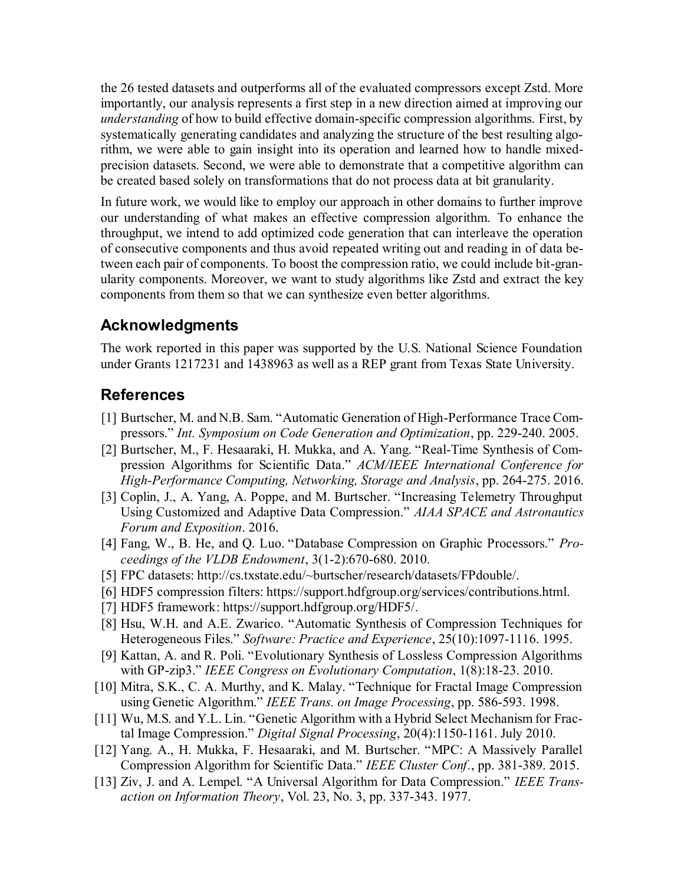the 26 tested datasets and outperforms all of the evaluated compressors except Zstd. More importantly, our analysis represents a first step in a new direction aimed at improving our *understanding* of how to build effective domain-specific compression algorithms. First, by systematically generating candidates and analyzing the structure of the best resulting algorithm, we were able to gain insight into its operation and learned how to handle mixed-precision datasets. Second, we were able to demonstrate that a competitive algorithm can be created based solely on transformations that do not process data at bit granularity.

In future work, we would like to employ our approach in other domains to further improve our understanding of what makes an effective compression algorithm. To enhance the throughput, we intend to add optimized code generation that can interleave the operation of consecutive components and thus avoid repeated writing out and reading in of data between each pair of components. To boost the compression ratio, we could include bit-granularity components. Moreover, we want to study algorithms like Zstd and extract the key components from them so that we can synthesize even better algorithms.

## Acknowledgments

The work reported in this paper was supported by the U.S. National Science Foundation under Grants 1217231 and 1438963 as well as a REP grant from Texas State University.

## References

[1] Burtscher, M. and N.B. Sam. "Automatic Generation of High-Performance Trace Compressors." *Int. Symposium on Code Generation and Optimization*, pp. 229-240. 2005.

[2] Burtscher, M., F. Hesaaraki, H. Mukka, and A. Yang. "Real-Time Synthesis of Compression Algorithms for Scientific Data." *ACM/IEEE International Conference for High-Performance Computing, Networking, Storage and Analysis*, pp. 264-275. 2016.

[3] Coplin, J., A. Yang, A. Poppe, and M. Burtscher. "Increasing Telemetry Throughput Using Customized and Adaptive Data Compression." *AIAA SPACE and Astronautics Forum and Exposition*. 2016.

[4] Fang, W., B. He, and Q. Luo. "Database Compression on Graphic Processors." *Proceedings of the VLDB Endowment*, 3(1-2):670-680. 2010.

[5] FPC datasets: http://cs.txstate.edu/~burtscher/research/datasets/FPdouble/.

[6] HDF5 compression filters: https://support.hdfgroup.org/services/contributions.html.

[7] HDF5 framework: https://support.hdfgroup.org/HDF5/.

[8] Hsu, W.H. and A.E. Zwarico. "Automatic Synthesis of Compression Techniques for Heterogeneous Files." *Software: Practice and Experience*, 25(10):1097-1116. 1995.

[9] Kattan, A. and R. Poli. "Evolutionary Synthesis of Lossless Compression Algorithms with GP-zip3." *IEEE Congress on Evolutionary Computation*, 1(8):18-23. 2010.

[10] Mitra, S.K., C. A. Murthy, and K. Malay. "Technique for Fractal Image Compression using Genetic Algorithm." *IEEE Trans. on Image Processing*, pp. 586-593. 1998.

[11] Wu, M.S. and Y.L. Lin. "Genetic Algorithm with a Hybrid Select Mechanism for Fractal Image Compression." *Digital Signal Processing*, 20(4):1150-1161. July 2010.

[12] Yang. A., H. Mukka, F. Hesaaraki, and M. Burtscher. "MPC: A Massively Parallel Compression Algorithm for Scientific Data." *IEEE Cluster Conf.*, pp. 381-389. 2015.

[13] Ziv, J. and A. Lempel. "A Universal Algorithm for Data Compression." *IEEE Transaction on Information Theory*, Vol. 23, No. 3, pp. 337-343. 1977.